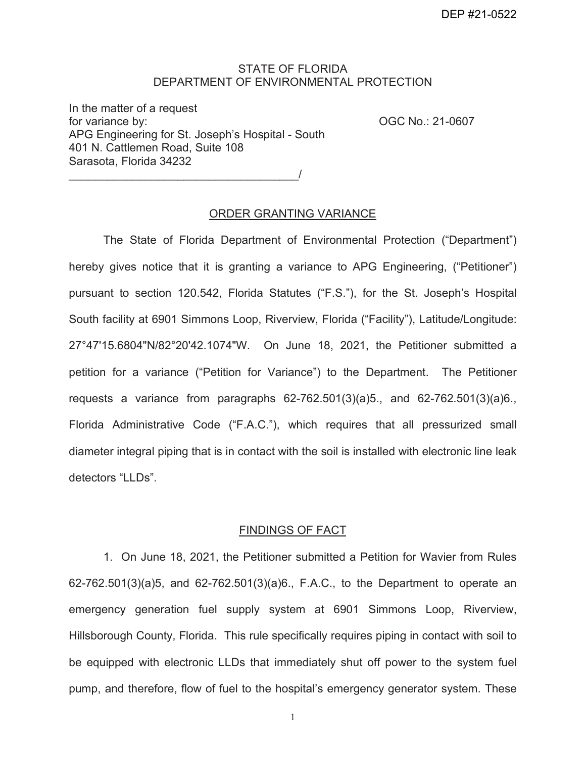DEP #21-0522

STATE OF FLORIDA
DEPARTMENT OF ENVIRONMENTAL PROTECTION

In the matter of a request
for variance by:
APG Engineering for St. Joseph's Hospital - South
401 N. Cattlemen Road, Suite 108
Sarasota, Florida 34232
_____________________________________/

OGC No.: 21-0607

## ORDER GRANTING VARIANCE

The State of Florida Department of Environmental Protection ("Department") hereby gives notice that it is granting a variance to APG Engineering, ("Petitioner") pursuant to section 120.542, Florida Statutes ("F.S."), for the St. Joseph's Hospital South facility at 6901 Simmons Loop, Riverview, Florida ("Facility"), Latitude/Longitude: 27°47'15.6804"N/82°20'42.1074"W. On June 18, 2021, the Petitioner submitted a petition for a variance ("Petition for Variance") to the Department. The Petitioner requests a variance from paragraphs 62-762.501(3)(a)5., and 62-762.501(3)(a)6., Florida Administrative Code ("F.A.C."), which requires that all pressurized small diameter integral piping that is in contact with the soil is installed with electronic line leak detectors "LLDs".

## FINDINGS OF FACT

1. On June 18, 2021, the Petitioner submitted a Petition for Wavier from Rules 62-762.501(3)(a)5, and 62-762.501(3)(a)6., F.A.C., to the Department to operate an emergency generation fuel supply system at 6901 Simmons Loop, Riverview, Hillsborough County, Florida. This rule specifically requires piping in contact with soil to be equipped with electronic LLDs that immediately shut off power to the system fuel pump, and therefore, flow of fuel to the hospital's emergency generator system. These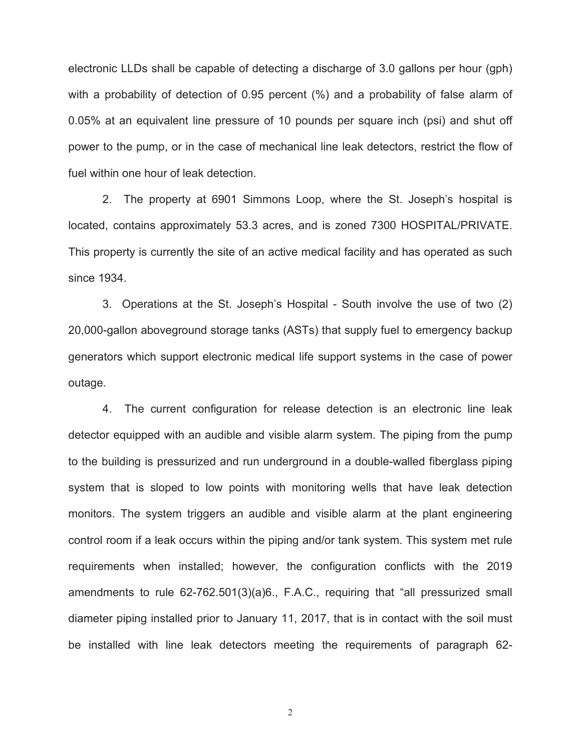electronic LLDs shall be capable of detecting a discharge of 3.0 gallons per hour (gph) with a probability of detection of 0.95 percent (%) and a probability of false alarm of 0.05% at an equivalent line pressure of 10 pounds per square inch (psi) and shut off power to the pump, or in the case of mechanical line leak detectors, restrict the flow of fuel within one hour of leak detection.

2. The property at 6901 Simmons Loop, where the St. Joseph's hospital is located, contains approximately 53.3 acres, and is zoned 7300 HOSPITAL/PRIVATE. This property is currently the site of an active medical facility and has operated as such since 1934.

3. Operations at the St. Joseph's Hospital - South involve the use of two (2) 20,000-gallon aboveground storage tanks (ASTs) that supply fuel to emergency backup generators which support electronic medical life support systems in the case of power outage.

4. The current configuration for release detection is an electronic line leak detector equipped with an audible and visible alarm system. The piping from the pump to the building is pressurized and run underground in a double-walled fiberglass piping system that is sloped to low points with monitoring wells that have leak detection monitors. The system triggers an audible and visible alarm at the plant engineering control room if a leak occurs within the piping and/or tank system. This system met rule requirements when installed; however, the configuration conflicts with the 2019 amendments to rule 62-762.501(3)(a)6., F.A.C., requiring that "all pressurized small diameter piping installed prior to January 11, 2017, that is in contact with the soil must be installed with line leak detectors meeting the requirements of paragraph 62-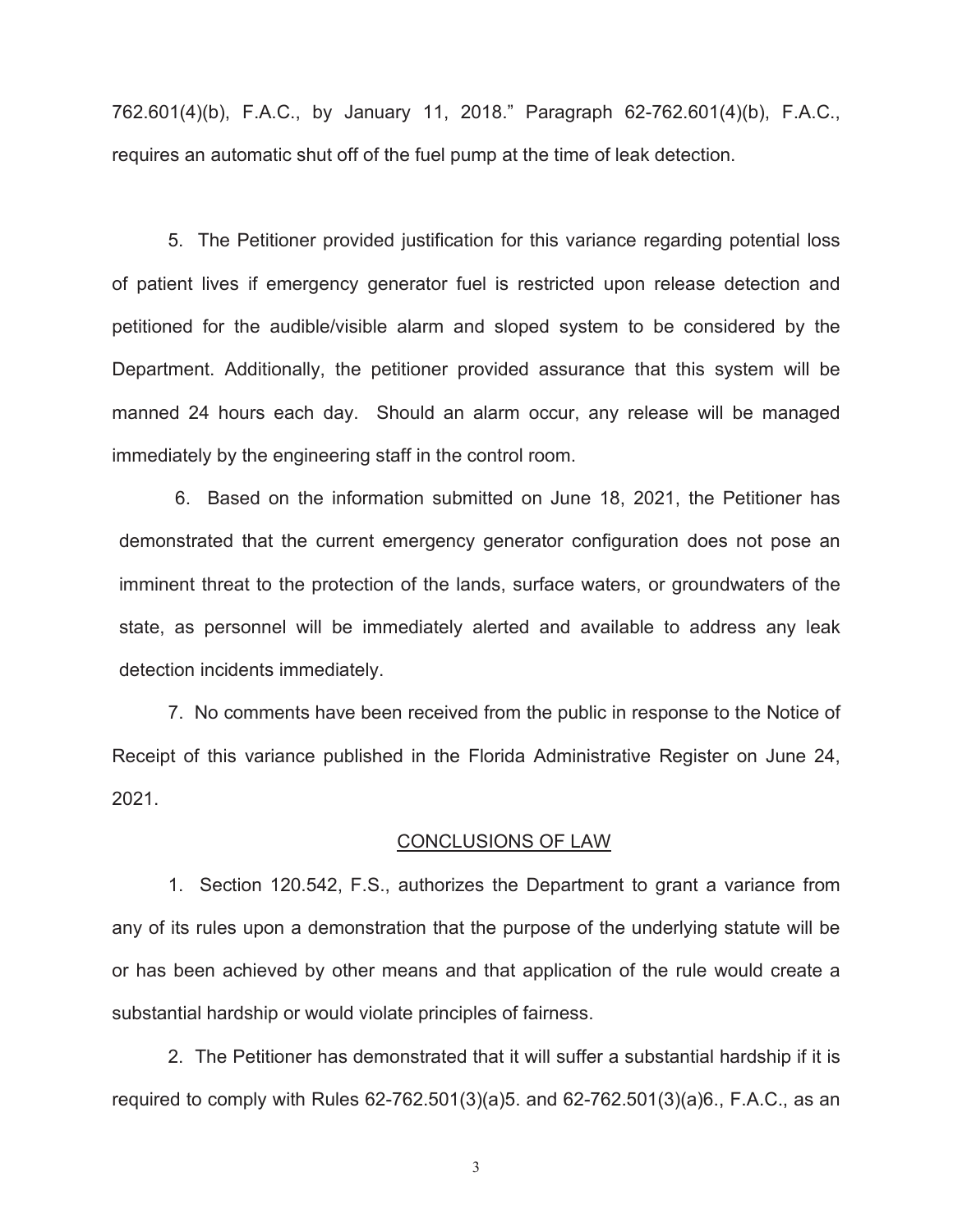762.601(4)(b), F.A.C., by January 11, 2018." Paragraph 62-762.601(4)(b), F.A.C., requires an automatic shut off of the fuel pump at the time of leak detection.

5. The Petitioner provided justification for this variance regarding potential loss of patient lives if emergency generator fuel is restricted upon release detection and petitioned for the audible/visible alarm and sloped system to be considered by the Department. Additionally, the petitioner provided assurance that this system will be manned 24 hours each day. Should an alarm occur, any release will be managed immediately by the engineering staff in the control room.

6. Based on the information submitted on June 18, 2021, the Petitioner has demonstrated that the current emergency generator configuration does not pose an imminent threat to the protection of the lands, surface waters, or groundwaters of the state, as personnel will be immediately alerted and available to address any leak detection incidents immediately.

7. No comments have been received from the public in response to the Notice of Receipt of this variance published in the Florida Administrative Register on June 24, 2021.

## CONCLUSIONS OF LAW

1. Section 120.542, F.S., authorizes the Department to grant a variance from any of its rules upon a demonstration that the purpose of the underlying statute will be or has been achieved by other means and that application of the rule would create a substantial hardship or would violate principles of fairness.

2. The Petitioner has demonstrated that it will suffer a substantial hardship if it is required to comply with Rules 62-762.501(3)(a)5. and 62-762.501(3)(a)6., F.A.C., as an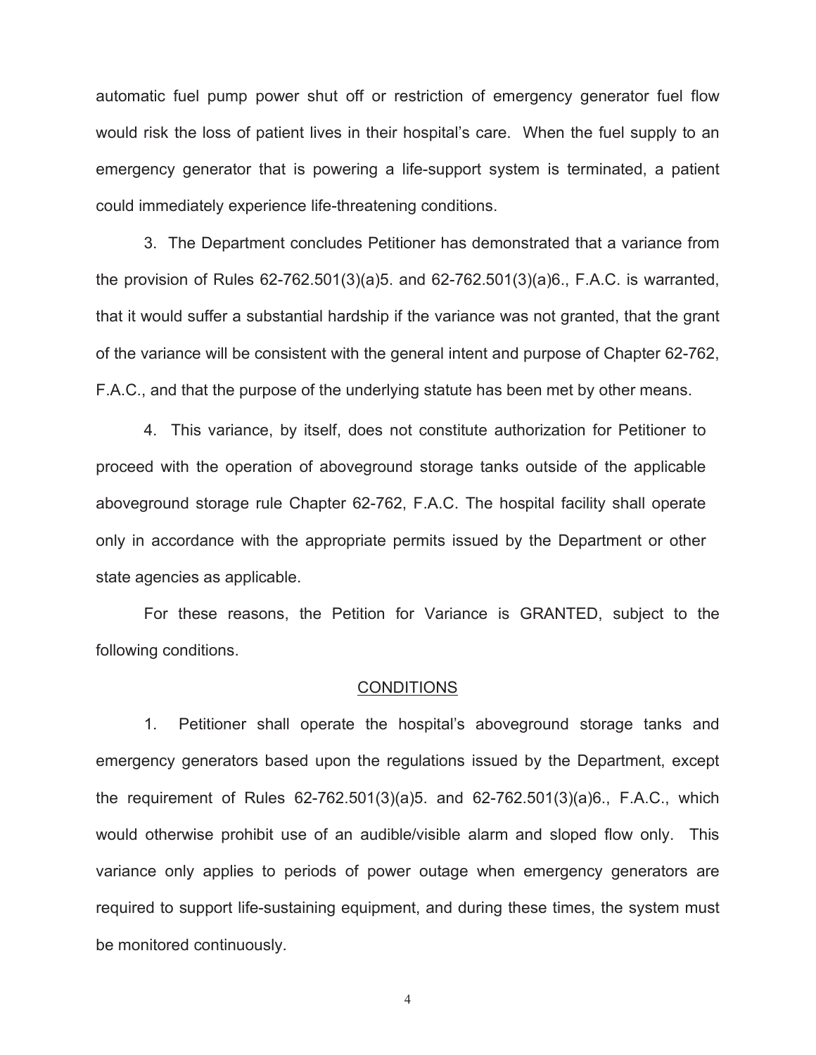automatic fuel pump power shut off or restriction of emergency generator fuel flow would risk the loss of patient lives in their hospital's care. When the fuel supply to an emergency generator that is powering a life-support system is terminated, a patient could immediately experience life-threatening conditions.

3. The Department concludes Petitioner has demonstrated that a variance from the provision of Rules 62-762.501(3)(a)5. and 62-762.501(3)(a)6., F.A.C. is warranted, that it would suffer a substantial hardship if the variance was not granted, that the grant of the variance will be consistent with the general intent and purpose of Chapter 62-762, F.A.C., and that the purpose of the underlying statute has been met by other means.

4. This variance, by itself, does not constitute authorization for Petitioner to proceed with the operation of aboveground storage tanks outside of the applicable aboveground storage rule Chapter 62-762, F.A.C. The hospital facility shall operate only in accordance with the appropriate permits issued by the Department or other state agencies as applicable.

For these reasons, the Petition for Variance is GRANTED, subject to the following conditions.

## CONDITIONS

1. Petitioner shall operate the hospital's aboveground storage tanks and emergency generators based upon the regulations issued by the Department, except the requirement of Rules 62-762.501(3)(a)5. and 62-762.501(3)(a)6., F.A.C., which would otherwise prohibit use of an audible/visible alarm and sloped flow only. This variance only applies to periods of power outage when emergency generators are required to support life-sustaining equipment, and during these times, the system must be monitored continuously.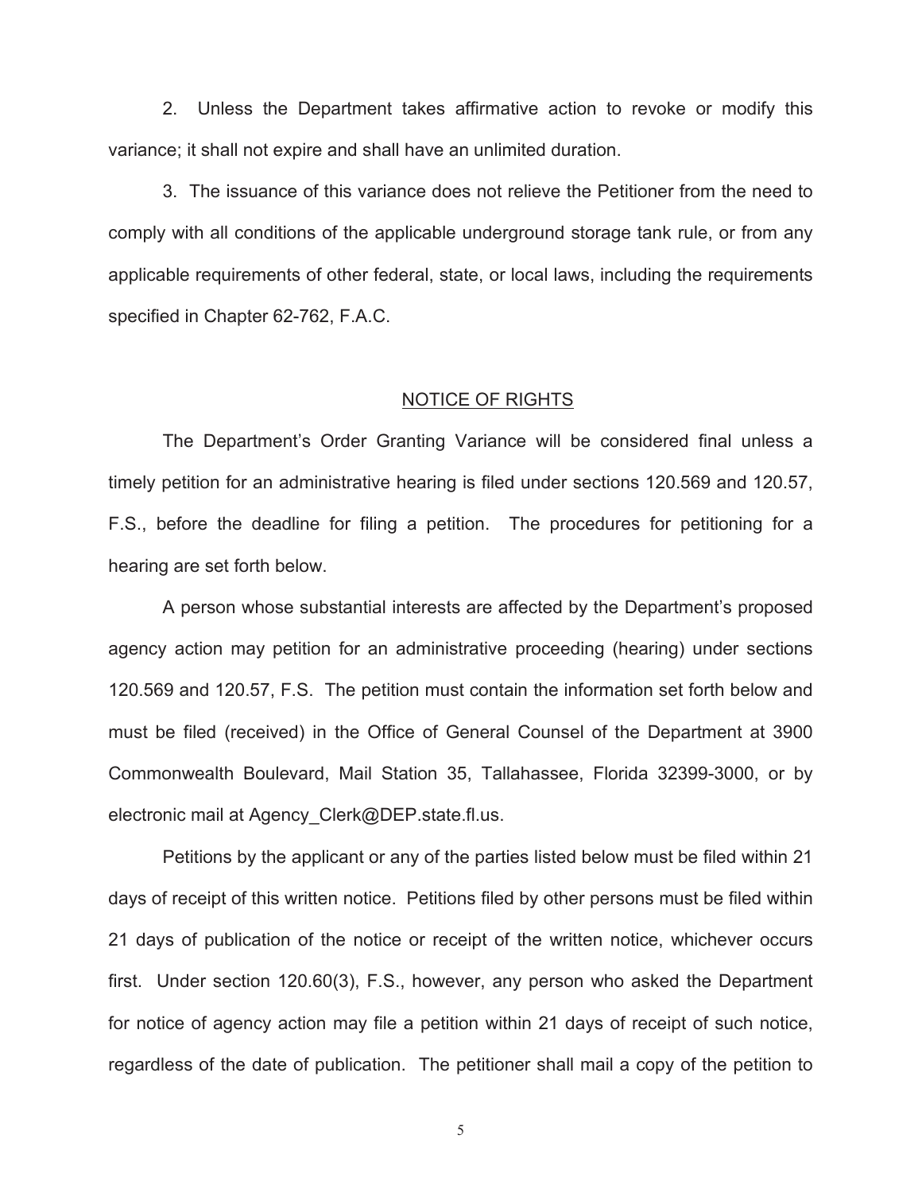2. Unless the Department takes affirmative action to revoke or modify this variance; it shall not expire and shall have an unlimited duration.

3. The issuance of this variance does not relieve the Petitioner from the need to comply with all conditions of the applicable underground storage tank rule, or from any applicable requirements of other federal, state, or local laws, including the requirements specified in Chapter 62-762, F.A.C.

## NOTICE OF RIGHTS

The Department's Order Granting Variance will be considered final unless a timely petition for an administrative hearing is filed under sections 120.569 and 120.57, F.S., before the deadline for filing a petition. The procedures for petitioning for a hearing are set forth below.

A person whose substantial interests are affected by the Department's proposed agency action may petition for an administrative proceeding (hearing) under sections 120.569 and 120.57, F.S. The petition must contain the information set forth below and must be filed (received) in the Office of General Counsel of the Department at 3900 Commonwealth Boulevard, Mail Station 35, Tallahassee, Florida 32399-3000, or by electronic mail at Agency_Clerk@DEP.state.fl.us.

Petitions by the applicant or any of the parties listed below must be filed within 21 days of receipt of this written notice. Petitions filed by other persons must be filed within 21 days of publication of the notice or receipt of the written notice, whichever occurs first. Under section 120.60(3), F.S., however, any person who asked the Department for notice of agency action may file a petition within 21 days of receipt of such notice, regardless of the date of publication. The petitioner shall mail a copy of the petition to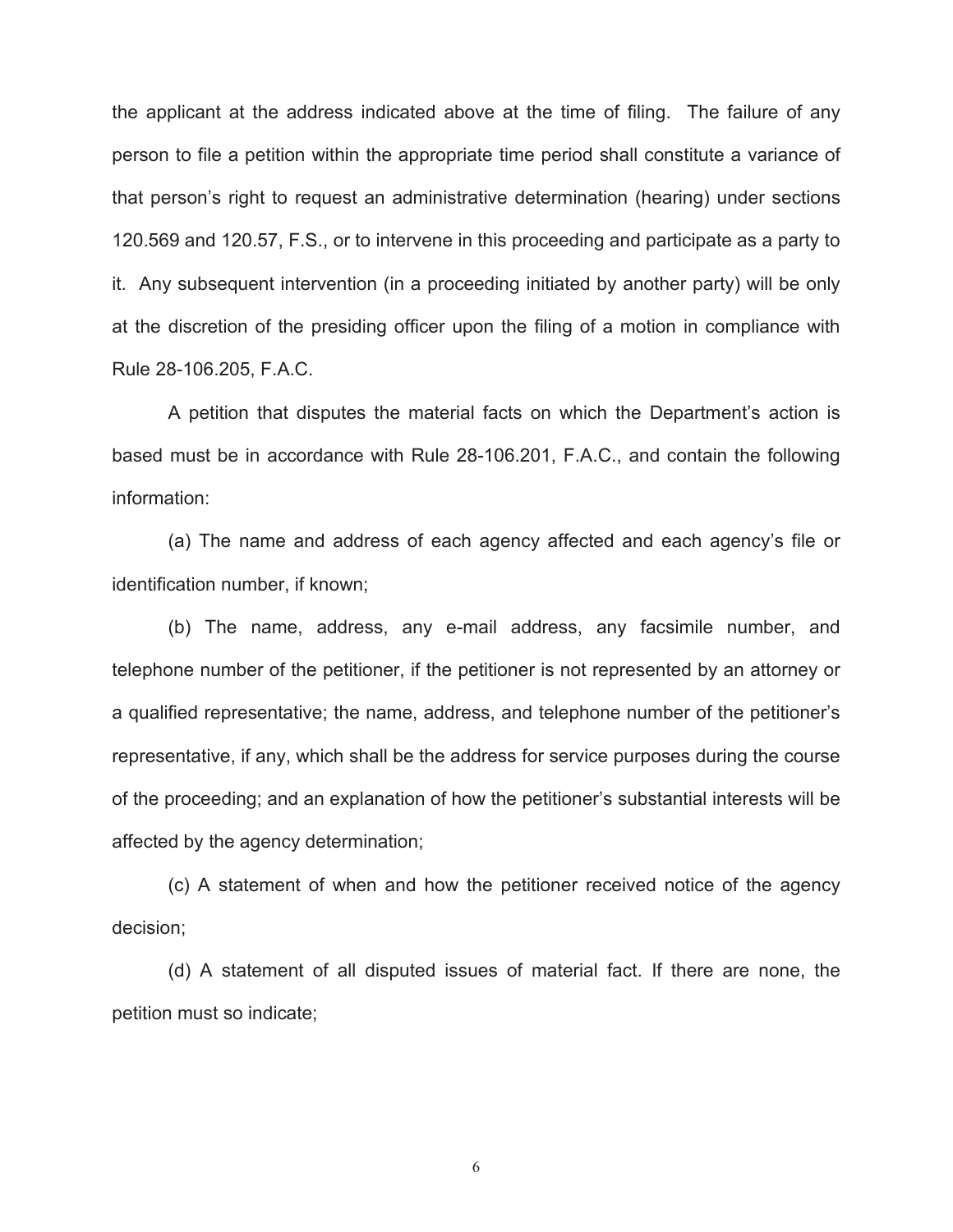the applicant at the address indicated above at the time of filing. The failure of any person to file a petition within the appropriate time period shall constitute a variance of that person's right to request an administrative determination (hearing) under sections 120.569 and 120.57, F.S., or to intervene in this proceeding and participate as a party to it. Any subsequent intervention (in a proceeding initiated by another party) will be only at the discretion of the presiding officer upon the filing of a motion in compliance with Rule 28-106.205, F.A.C.

A petition that disputes the material facts on which the Department's action is based must be in accordance with Rule 28-106.201, F.A.C., and contain the following information:

(a) The name and address of each agency affected and each agency's file or identification number, if known;

(b) The name, address, any e-mail address, any facsimile number, and telephone number of the petitioner, if the petitioner is not represented by an attorney or a qualified representative; the name, address, and telephone number of the petitioner's representative, if any, which shall be the address for service purposes during the course of the proceeding; and an explanation of how the petitioner's substantial interests will be affected by the agency determination;

(c) A statement of when and how the petitioner received notice of the agency decision;

(d) A statement of all disputed issues of material fact. If there are none, the petition must so indicate;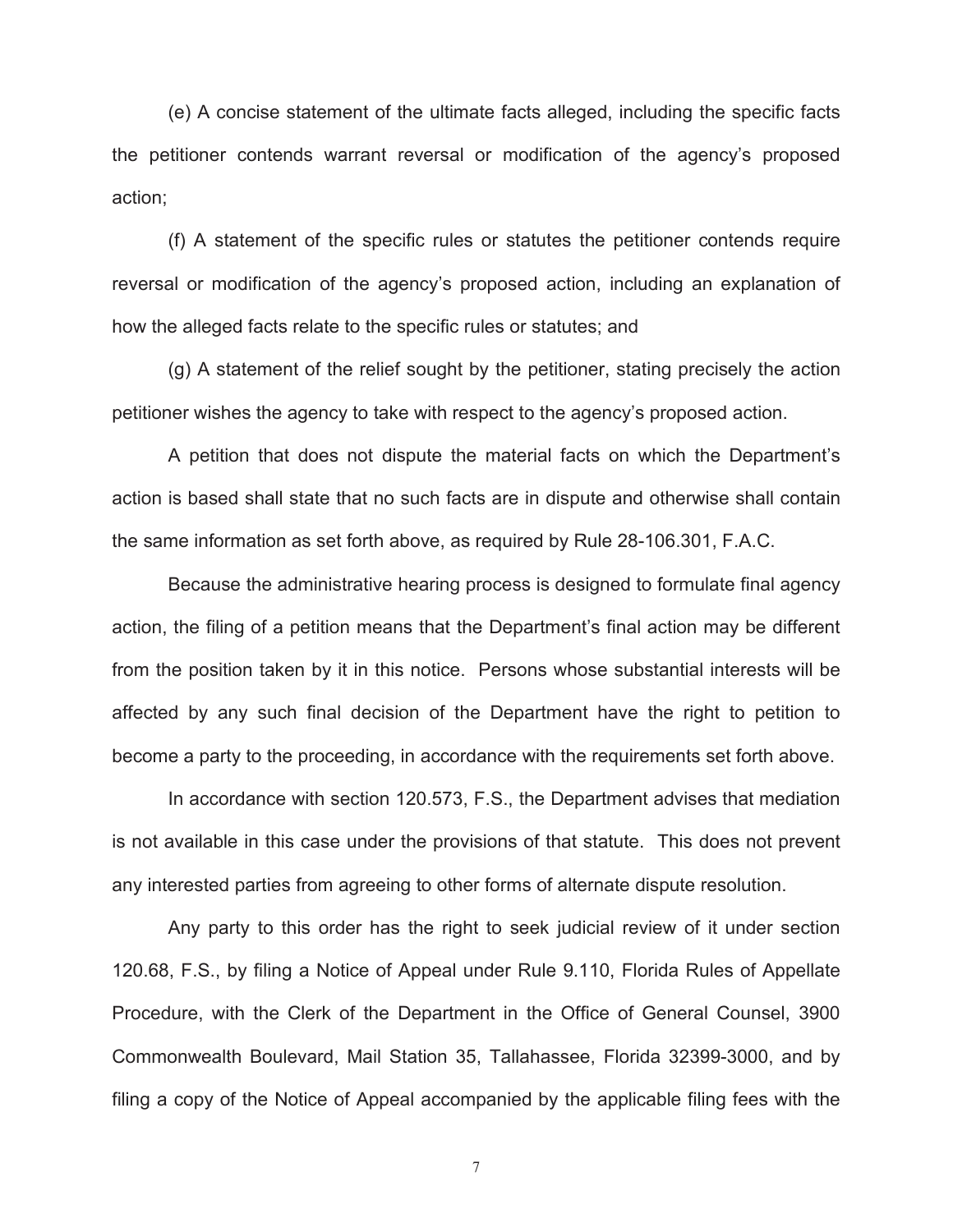(e) A concise statement of the ultimate facts alleged, including the specific facts the petitioner contends warrant reversal or modification of the agency's proposed action;

(f) A statement of the specific rules or statutes the petitioner contends require reversal or modification of the agency's proposed action, including an explanation of how the alleged facts relate to the specific rules or statutes; and

(g) A statement of the relief sought by the petitioner, stating precisely the action petitioner wishes the agency to take with respect to the agency's proposed action.

A petition that does not dispute the material facts on which the Department's action is based shall state that no such facts are in dispute and otherwise shall contain the same information as set forth above, as required by Rule 28-106.301, F.A.C.

Because the administrative hearing process is designed to formulate final agency action, the filing of a petition means that the Department's final action may be different from the position taken by it in this notice. Persons whose substantial interests will be affected by any such final decision of the Department have the right to petition to become a party to the proceeding, in accordance with the requirements set forth above.

In accordance with section 120.573, F.S., the Department advises that mediation is not available in this case under the provisions of that statute. This does not prevent any interested parties from agreeing to other forms of alternate dispute resolution.

Any party to this order has the right to seek judicial review of it under section 120.68, F.S., by filing a Notice of Appeal under Rule 9.110, Florida Rules of Appellate Procedure, with the Clerk of the Department in the Office of General Counsel, 3900 Commonwealth Boulevard, Mail Station 35, Tallahassee, Florida 32399-3000, and by filing a copy of the Notice of Appeal accompanied by the applicable filing fees with the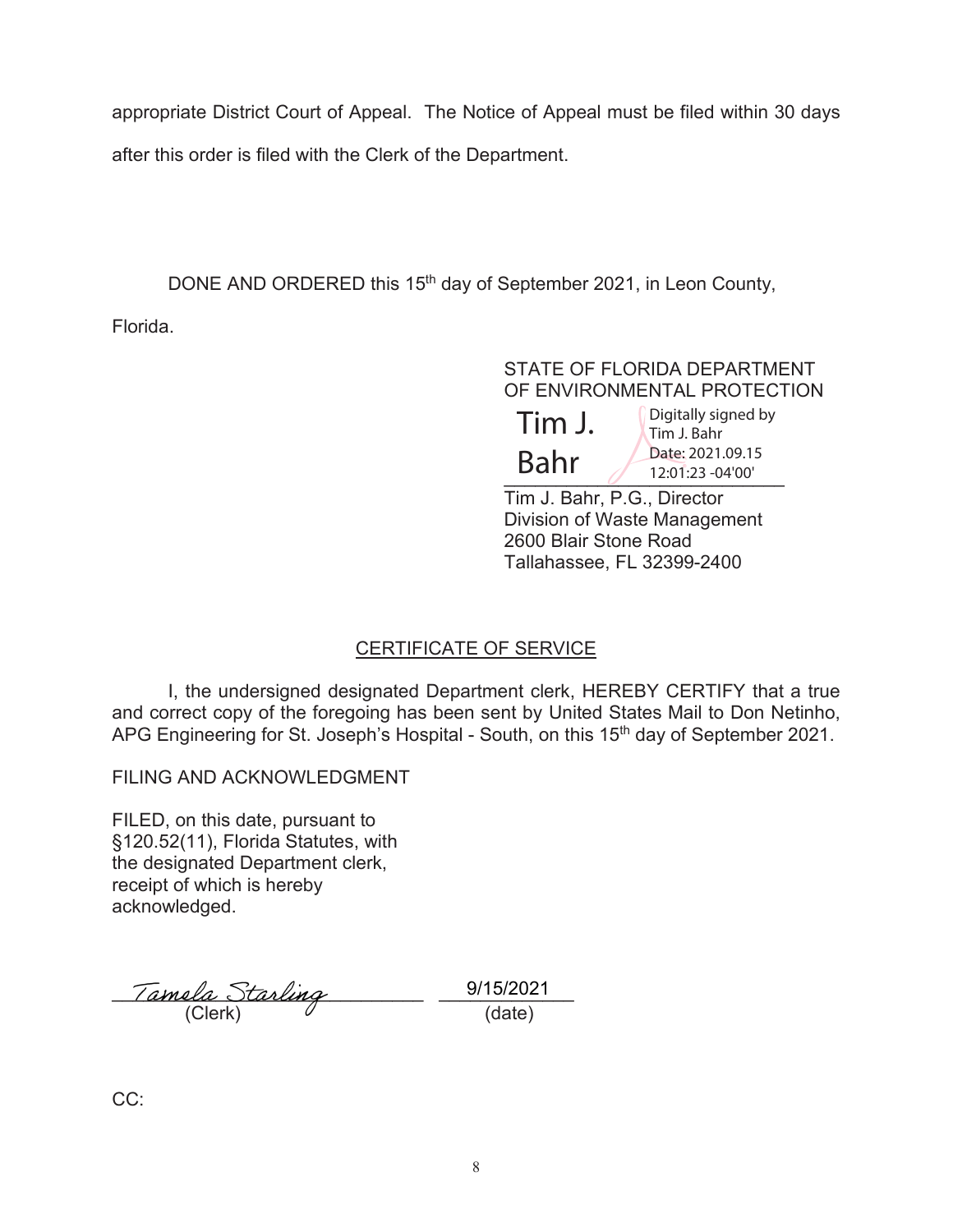appropriate District Court of Appeal. The Notice of Appeal must be filed within 30 days after this order is filed with the Clerk of the Department.

DONE AND ORDERED this 15th day of September 2021, in Leon County, Florida.

STATE OF FLORIDA DEPARTMENT
OF ENVIRONMENTAL PROTECTION

Tim J. Bahr — Digitally signed by Tim J. Bahr, Date: 2021.09.15 12:01:23 -04'00'

Tim J. Bahr, P.G., Director
Division of Waste Management
2600 Blair Stone Road
Tallahassee, FL 32399-2400

## CERTIFICATE OF SERVICE

I, the undersigned designated Department clerk, HEREBY CERTIFY that a true and correct copy of the foregoing has been sent by United States Mail to Don Netinho, APG Engineering for St. Joseph's Hospital - South, on this 15th day of September 2021.

FILING AND ACKNOWLEDGMENT

FILED, on this date, pursuant to §120.52(11), Florida Statutes, with the designated Department clerk, receipt of which is hereby acknowledged.

Tamela Starling — 9/15/2021
(Clerk) — (date)

CC: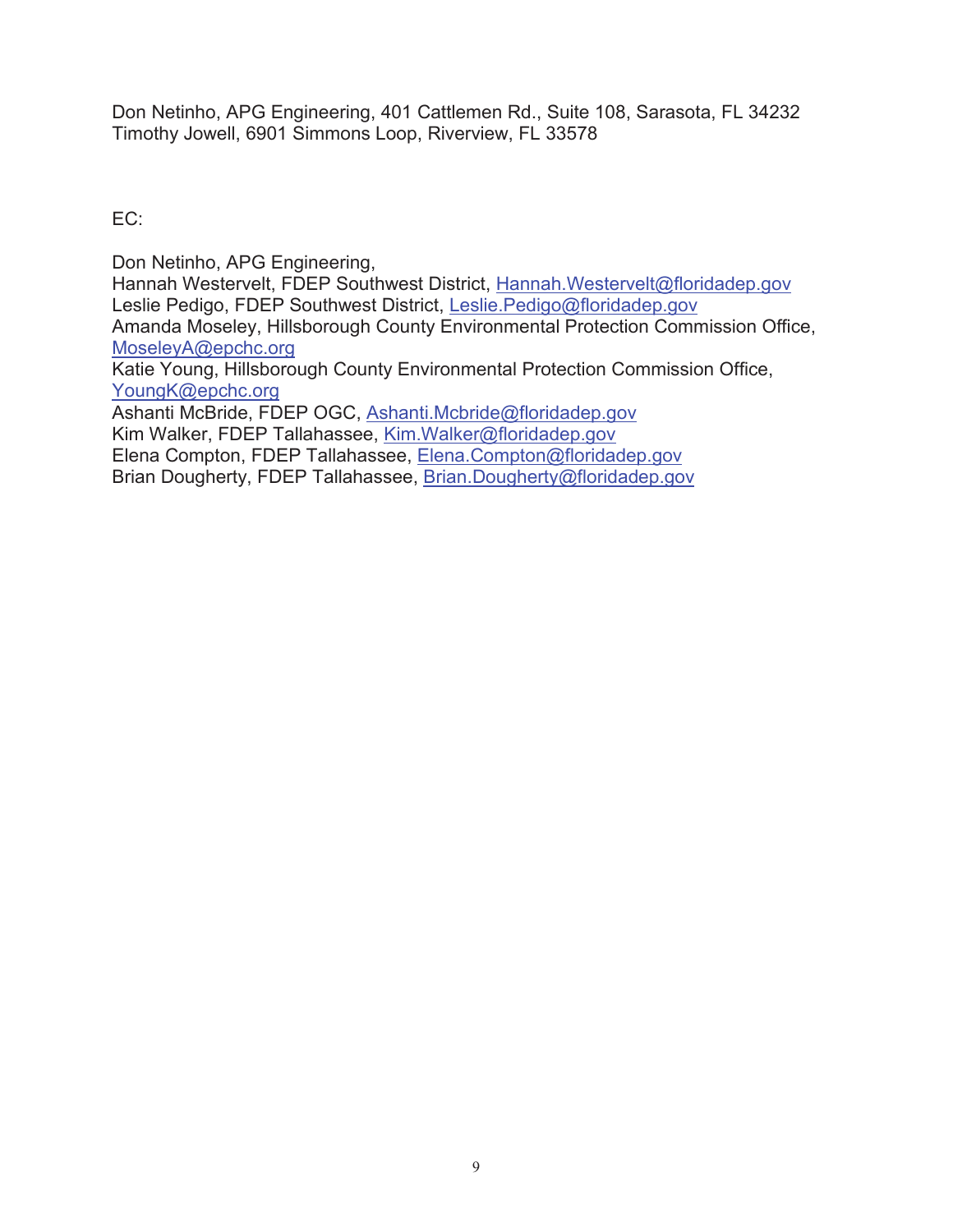Don Netinho, APG Engineering, 401 Cattlemen Rd., Suite 108, Sarasota, FL 34232
Timothy Jowell, 6901 Simmons Loop, Riverview, FL 33578

EC:

Don Netinho, APG Engineering,
Hannah Westervelt, FDEP Southwest District, Hannah.Westervelt@floridadep.gov
Leslie Pedigo, FDEP Southwest District, Leslie.Pedigo@floridadep.gov
Amanda Moseley, Hillsborough County Environmental Protection Commission Office, MoseleyA@epchc.org
Katie Young, Hillsborough County Environmental Protection Commission Office, YoungK@epchc.org
Ashanti McBride, FDEP OGC, Ashanti.Mcbride@floridadep.gov
Kim Walker, FDEP Tallahassee, Kim.Walker@floridadep.gov
Elena Compton, FDEP Tallahassee, Elena.Compton@floridadep.gov
Brian Dougherty, FDEP Tallahassee, Brian.Dougherty@floridadep.gov